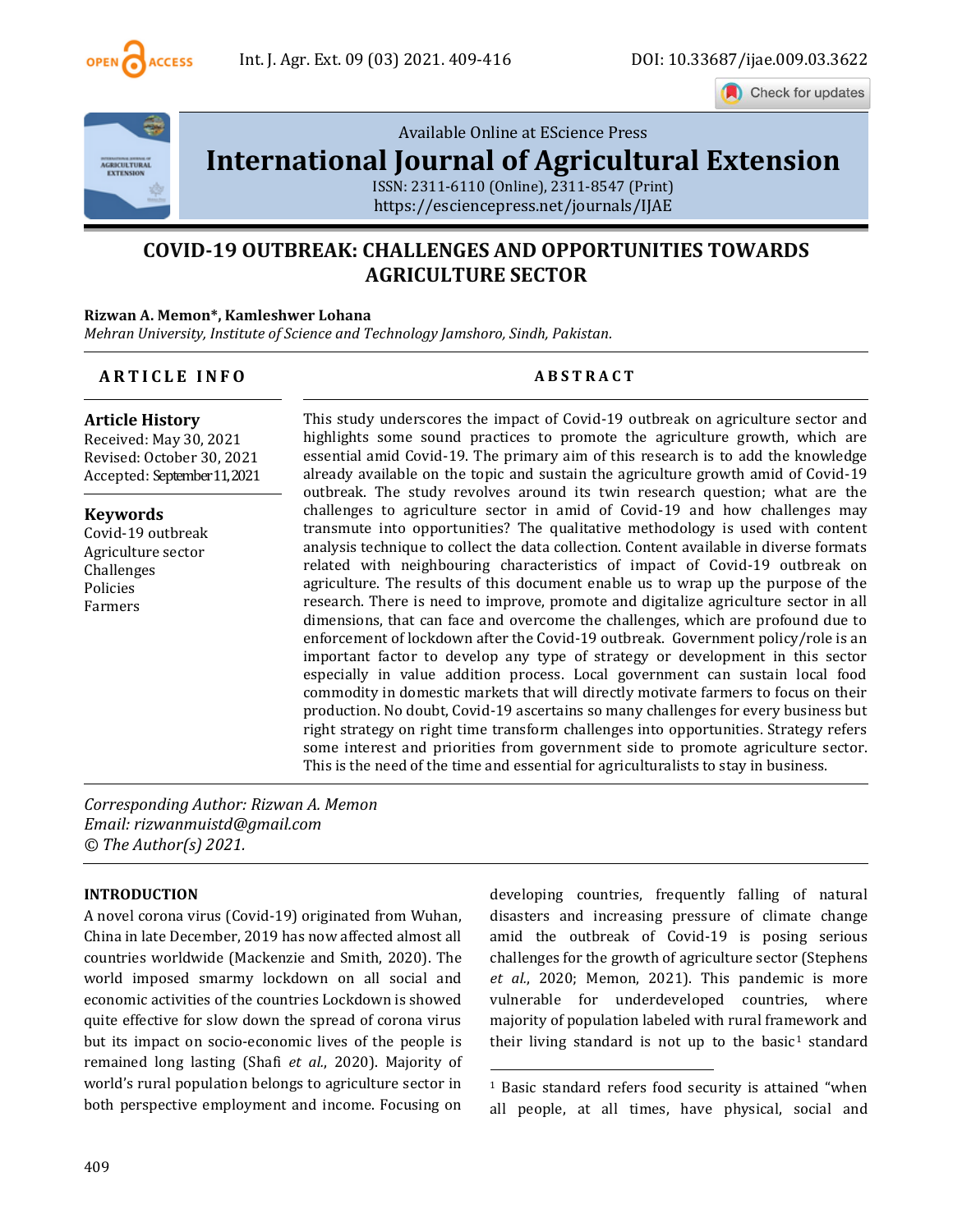Available Online at EScience Press

# International Journal of Agricultural Extension

ISSN: 2311-6110 (Online), 2311-8547 (Print)
https://esciencepress.net/journals/IJAE

## COVID-19 OUTBREAK: CHALLENGES AND OPPORTUNITIES TOWARDS AGRICULTURE SECTOR

**Rizwan A. Memon\*, Kamleshwer Lohana**

*Mehran University, Institute of Science and Technology Jamshoro, Sindh, Pakistan.*

### ARTICLE INFO

**Article History**
Received: May 30, 2021
Revised: October 30, 2021
Accepted: September 11, 2021

**Keywords**
Covid-19 outbreak
Agriculture sector
Challenges
Policies
Farmers

### ABSTRACT

This study underscores the impact of Covid-19 outbreak on agriculture sector and highlights some sound practices to promote the agriculture growth, which are essential amid Covid-19. The primary aim of this research is to add the knowledge already available on the topic and sustain the agriculture growth amid of Covid-19 outbreak. The study revolves around its twin research question; what are the challenges to agriculture sector in amid of Covid-19 and how challenges may transmute into opportunities? The qualitative methodology is used with content analysis technique to collect the data collection. Content available in diverse formats related with neighbouring characteristics of impact of Covid-19 outbreak on agriculture. The results of this document enable us to wrap up the purpose of the research. There is need to improve, promote and digitalize agriculture sector in all dimensions, that can face and overcome the challenges, which are profound due to enforcement of lockdown after the Covid-19 outbreak. Government policy/role is an important factor to develop any type of strategy or development in this sector especially in value addition process. Local government can sustain local food commodity in domestic markets that will directly motivate farmers to focus on their production. No doubt, Covid-19 ascertains so many challenges for every business but right strategy on right time transform challenges into opportunities. Strategy refers some interest and priorities from government side to promote agriculture sector. This is the need of the time and essential for agriculturalists to stay in business.

*Corresponding Author: Rizwan A. Memon*
*Email: rizwanmuistd@gmail.com*
*© The Author(s) 2021.*

## INTRODUCTION

A novel corona virus (Covid-19) originated from Wuhan, China in late December, 2019 has now affected almost all countries worldwide (Mackenzie and Smith, 2020). The world imposed smarmy lockdown on all social and economic activities of the countries Lockdown is showed quite effective for slow down the spread of corona virus but its impact on socio-economic lives of the people is remained long lasting (Shafi *et al.*, 2020). Majority of world's rural population belongs to agriculture sector in both perspective employment and income. Focusing on developing countries, frequently falling of natural disasters and increasing pressure of climate change amid the outbreak of Covid-19 is posing serious challenges for the growth of agriculture sector (Stephens *et al.*, 2020; Memon, 2021). This pandemic is more vulnerable for underdeveloped countries, where majority of population labeled with rural framework and their living standard is not up to the basic[1] standard

[1] Basic standard refers food security is attained "when all people, at all times, have physical, social and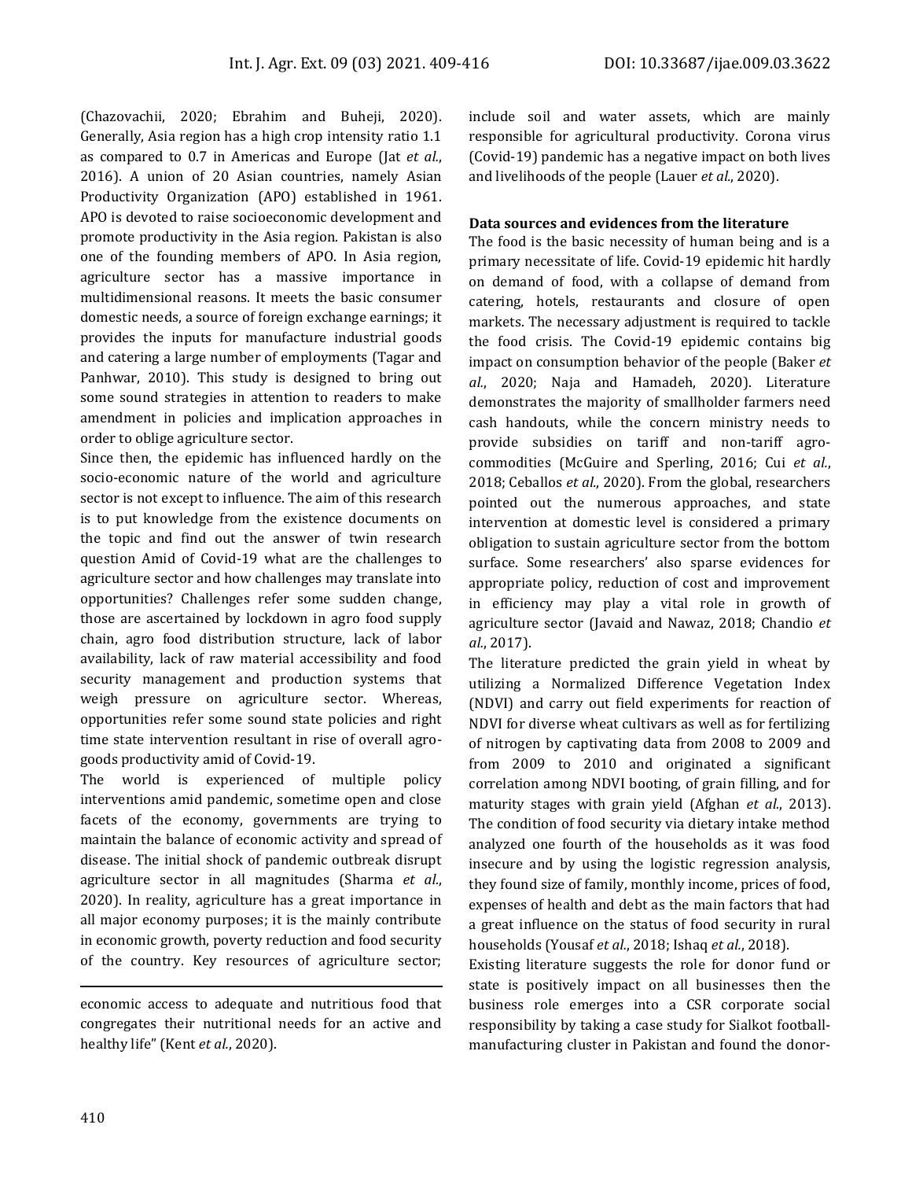(Chazovachii, 2020; Ebrahim and Buheji, 2020). Generally, Asia region has a high crop intensity ratio 1.1 as compared to 0.7 in Americas and Europe (Jat *et al.*, 2016). A union of 20 Asian countries, namely Asian Productivity Organization (APO) established in 1961. APO is devoted to raise socioeconomic development and promote productivity in the Asia region. Pakistan is also one of the founding members of APO. In Asia region, agriculture sector has a massive importance in multidimensional reasons. It meets the basic consumer domestic needs, a source of foreign exchange earnings; it provides the inputs for manufacture industrial goods and catering a large number of employments (Tagar and Panhwar, 2010). This study is designed to bring out some sound strategies in attention to readers to make amendment in policies and implication approaches in order to oblige agriculture sector.

Since then, the epidemic has influenced hardly on the socio-economic nature of the world and agriculture sector is not except to influence. The aim of this research is to put knowledge from the existence documents on the topic and find out the answer of twin research question Amid of Covid-19 what are the challenges to agriculture sector and how challenges may translate into opportunities? Challenges refer some sudden change, those are ascertained by lockdown in agro food supply chain, agro food distribution structure, lack of labor availability, lack of raw material accessibility and food security management and production systems that weigh pressure on agriculture sector. Whereas, opportunities refer some sound state policies and right time state intervention resultant in rise of overall agro-goods productivity amid of Covid-19.

The world is experienced of multiple policy interventions amid pandemic, sometime open and close facets of the economy, governments are trying to maintain the balance of economic activity and spread of disease. The initial shock of pandemic outbreak disrupt agriculture sector in all magnitudes (Sharma *et al.*, 2020). In reality, agriculture has a great importance in all major economy purposes; it is the mainly contribute in economic growth, poverty reduction and food security of the country. Key resources of agriculture sector; include soil and water assets, which are mainly responsible for agricultural productivity. Corona virus (Covid-19) pandemic has a negative impact on both lives and livelihoods of the people (Lauer *et al.*, 2020).

## Data sources and evidences from the literature

The food is the basic necessity of human being and is a primary necessitate of life. Covid-19 epidemic hit hardly on demand of food, with a collapse of demand from catering, hotels, restaurants and closure of open markets. The necessary adjustment is required to tackle the food crisis. The Covid-19 epidemic contains big impact on consumption behavior of the people (Baker *et al.*, 2020; Naja and Hamadeh, 2020). Literature demonstrates the majority of smallholder farmers need cash handouts, while the concern ministry needs to provide subsidies on tariff and non-tariff agro-commodities (McGuire and Sperling, 2016; Cui *et al.*, 2018; Ceballos *et al.*, 2020). From the global, researchers pointed out the numerous approaches, and state intervention at domestic level is considered a primary obligation to sustain agriculture sector from the bottom surface. Some researchers' also sparse evidences for appropriate policy, reduction of cost and improvement in efficiency may play a vital role in growth of agriculture sector (Javaid and Nawaz, 2018; Chandio *et al.*, 2017).

The literature predicted the grain yield in wheat by utilizing a Normalized Difference Vegetation Index (NDVI) and carry out field experiments for reaction of NDVI for diverse wheat cultivars as well as for fertilizing of nitrogen by captivating data from 2008 to 2009 and from 2009 to 2010 and originated a significant correlation among NDVI booting, of grain filling, and for maturity stages with grain yield (Afghan *et al.*, 2013). The condition of food security via dietary intake method analyzed one fourth of the households as it was food insecure and by using the logistic regression analysis, they found size of family, monthly income, prices of food, expenses of health and debt as the main factors that had a great influence on the status of food security in rural households (Yousaf *et al.*, 2018; Ishaq *et al.*, 2018).

Existing literature suggests the role for donor fund or state is positively impact on all businesses then the business role emerges into a CSR corporate social responsibility by taking a case study for Sialkot football-manufacturing cluster in Pakistan and found the donor-

---

economic access to adequate and nutritious food that congregates their nutritional needs for an active and healthy life" (Kent *et al.*, 2020).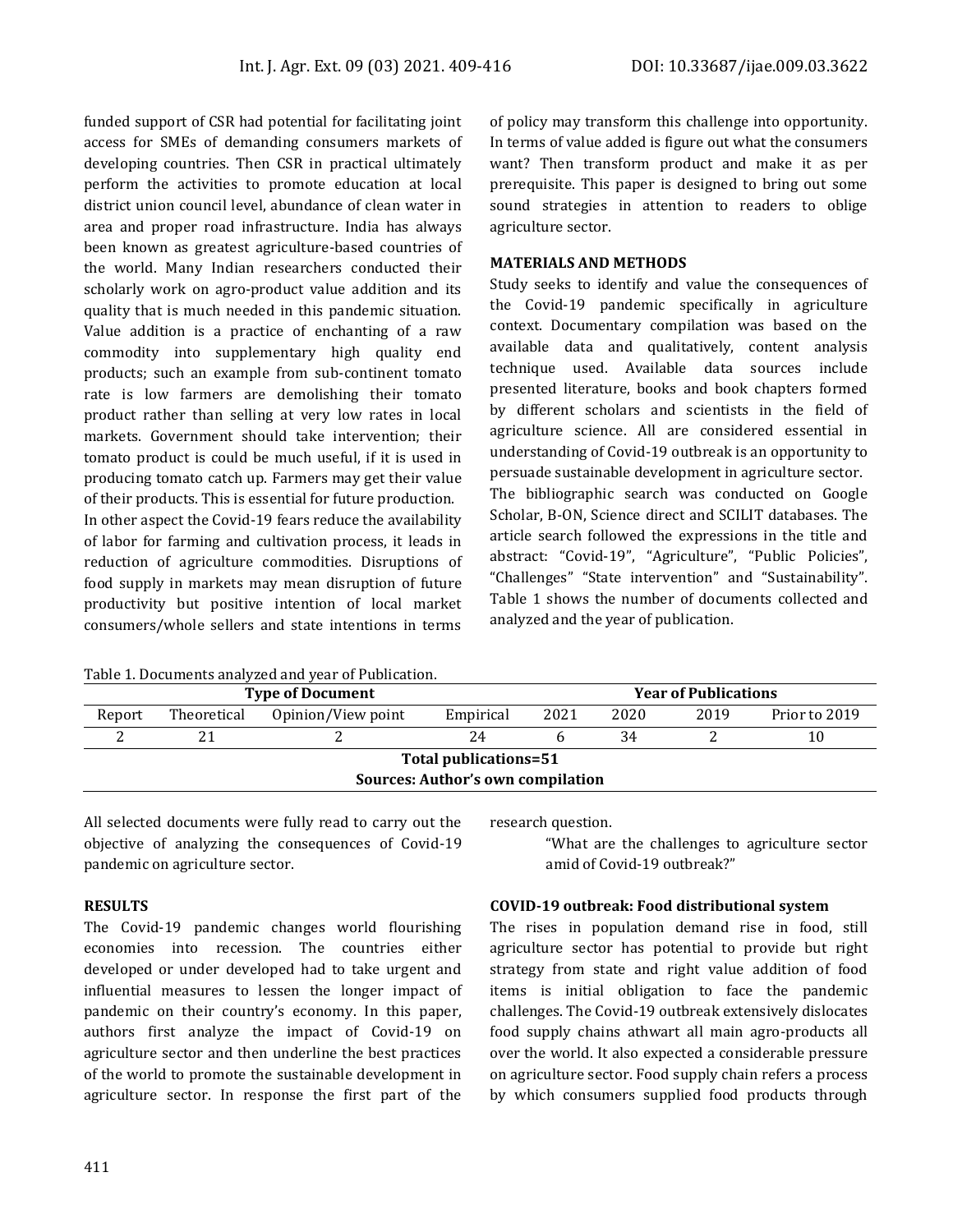funded support of CSR had potential for facilitating joint access for SMEs of demanding consumers markets of developing countries. Then CSR in practical ultimately perform the activities to promote education at local district union council level, abundance of clean water in area and proper road infrastructure. India has always been known as greatest agriculture-based countries of the world. Many Indian researchers conducted their scholarly work on agro-product value addition and its quality that is much needed in this pandemic situation. Value addition is a practice of enchanting of a raw commodity into supplementary high quality end products; such an example from sub-continent tomato rate is low farmers are demolishing their tomato product rather than selling at very low rates in local markets. Government should take intervention; their tomato product is could be much useful, if it is used in producing tomato catch up. Farmers may get their value of their products. This is essential for future production.

In other aspect the Covid-19 fears reduce the availability of labor for farming and cultivation process, it leads in reduction of agriculture commodities. Disruptions of food supply in markets may mean disruption of future productivity but positive intention of local market consumers/whole sellers and state intentions in terms of policy may transform this challenge into opportunity. In terms of value added is figure out what the consumers want? Then transform product and make it as per prerequisite. This paper is designed to bring out some sound strategies in attention to readers to oblige agriculture sector.

## MATERIALS AND METHODS

Study seeks to identify and value the consequences of the Covid-19 pandemic specifically in agriculture context. Documentary compilation was based on the available data and qualitatively, content analysis technique used. Available data sources include presented literature, books and book chapters formed by different scholars and scientists in the field of agriculture science. All are considered essential in understanding of Covid-19 outbreak is an opportunity to persuade sustainable development in agriculture sector.

The bibliographic search was conducted on Google Scholar, B-ON, Science direct and SCILIT databases. The article search followed the expressions in the title and abstract: "Covid-19", "Agriculture", "Public Policies", "Challenges" "State intervention" and "Sustainability". Table 1 shows the number of documents collected and analyzed and the year of publication.

Table 1. Documents analyzed and year of Publication.

| Type of Document | | | | Year of Publications | | | |
|---|---|---|---|---|---|---|---|
| Report | Theoretical | Opinion/View point | Empirical | 2021 | 2020 | 2019 | Prior to 2019 |
| 2 | 21 | 2 | 24 | 6 | 34 | 2 | 10 |
| **Total publications=51** | | | | | | | |
| **Sources: Author's own compilation** | | | | | | | |

All selected documents were fully read to carry out the objective of analyzing the consequences of Covid-19 pandemic on agriculture sector.

## RESULTS

The Covid-19 pandemic changes world flourishing economies into recession. The countries either developed or under developed had to take urgent and influential measures to lessen the longer impact of pandemic on their country's economy. In this paper, authors first analyze the impact of Covid-19 on agriculture sector and then underline the best practices of the world to promote the sustainable development in agriculture sector. In response the first part of the research question.

> "What are the challenges to agriculture sector amid of Covid-19 outbreak?"

### COVID-19 outbreak: Food distributional system

The rises in population demand rise in food, still agriculture sector has potential to provide but right strategy from state and right value addition of food items is initial obligation to face the pandemic challenges. The Covid-19 outbreak extensively dislocates food supply chains athwart all main agro-products all over the world. It also expected a considerable pressure on agriculture sector. Food supply chain refers a process by which consumers supplied food products through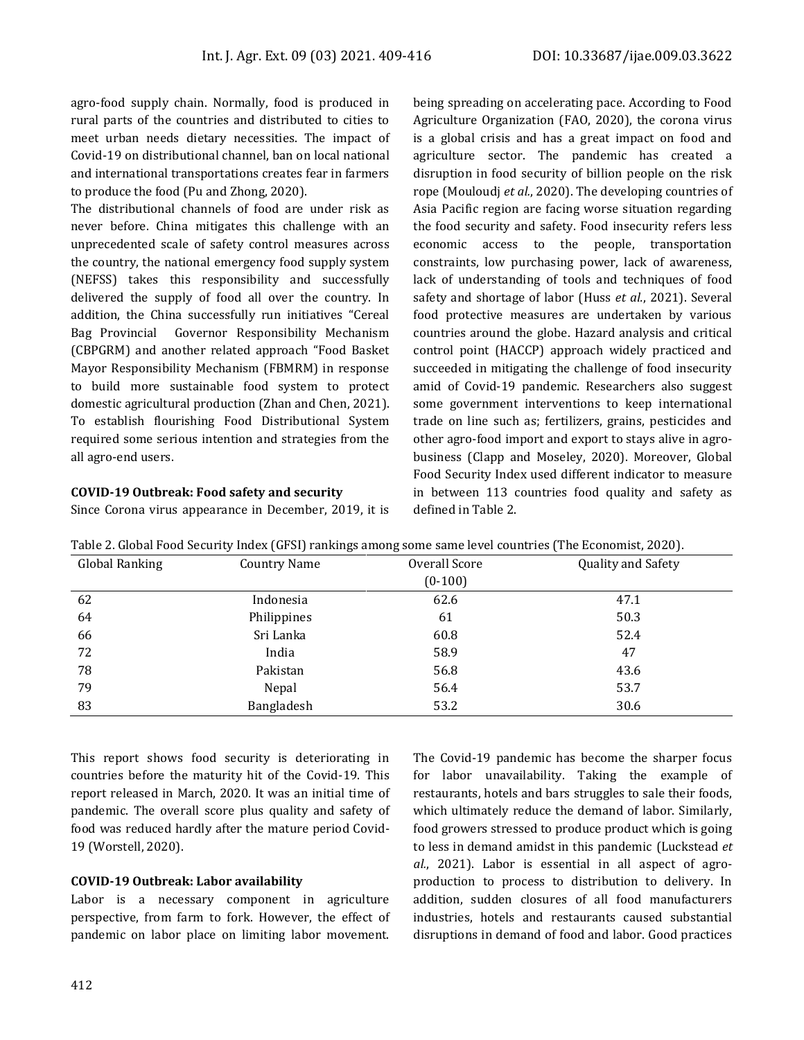agro-food supply chain. Normally, food is produced in rural parts of the countries and distributed to cities to meet urban needs dietary necessities. The impact of Covid-19 on distributional channel, ban on local national and international transportations creates fear in farmers to produce the food (Pu and Zhong, 2020).

The distributional channels of food are under risk as never before. China mitigates this challenge with an unprecedented scale of safety control measures across the country, the national emergency food supply system (NEFSS) takes this responsibility and successfully delivered the supply of food all over the country. In addition, the China successfully run initiatives "Cereal Bag Provincial Governor Responsibility Mechanism (CBPGRM) and another related approach "Food Basket Mayor Responsibility Mechanism (FBMRM) in response to build more sustainable food system to protect domestic agricultural production (Zhan and Chen, 2021). To establish flourishing Food Distributional System required some serious intention and strategies from the all agro-end users.

**COVID-19 Outbreak: Food safety and security**

Since Corona virus appearance in December, 2019, it is being spreading on accelerating pace. According to Food Agriculture Organization (FAO, 2020), the corona virus is a global crisis and has a great impact on food and agriculture sector. The pandemic has created a disruption in food security of billion people on the risk rope (Mouloudj *et al.*, 2020). The developing countries of Asia Pacific region are facing worse situation regarding the food security and safety. Food insecurity refers less economic access to the people, transportation constraints, low purchasing power, lack of awareness, lack of understanding of tools and techniques of food safety and shortage of labor (Huss *et al.*, 2021). Several food protective measures are undertaken by various countries around the globe. Hazard analysis and critical control point (HACCP) approach widely practiced and succeeded in mitigating the challenge of food insecurity amid of Covid-19 pandemic. Researchers also suggest some government interventions to keep international trade on line such as; fertilizers, grains, pesticides and other agro-food import and export to stays alive in agro-business (Clapp and Moseley, 2020). Moreover, Global Food Security Index used different indicator to measure in between 113 countries food quality and safety as defined in Table 2.

Table 2. Global Food Security Index (GFSI) rankings among some same level countries (The Economist, 2020).

| Global Ranking | Country Name | Overall Score (0-100) | Quality and Safety |
|---|---|---|---|
| 62 | Indonesia | 62.6 | 47.1 |
| 64 | Philippines | 61 | 50.3 |
| 66 | Sri Lanka | 60.8 | 52.4 |
| 72 | India | 58.9 | 47 |
| 78 | Pakistan | 56.8 | 43.6 |
| 79 | Nepal | 56.4 | 53.7 |
| 83 | Bangladesh | 53.2 | 30.6 |

This report shows food security is deteriorating in countries before the maturity hit of the Covid-19. This report released in March, 2020. It was an initial time of pandemic. The overall score plus quality and safety of food was reduced hardly after the mature period Covid-19 (Worstell, 2020).

**COVID-19 Outbreak: Labor availability**

Labor is a necessary component in agriculture perspective, from farm to fork. However, the effect of pandemic on labor place on limiting labor movement. The Covid-19 pandemic has become the sharper focus for labor unavailability. Taking the example of restaurants, hotels and bars struggles to sale their foods, which ultimately reduce the demand of labor. Similarly, food growers stressed to produce product which is going to less in demand amidst in this pandemic (Luckstead *et al.*, 2021). Labor is essential in all aspect of agro-production to process to distribution to delivery. In addition, sudden closures of all food manufacturers industries, hotels and restaurants caused substantial disruptions in demand of food and labor. Good practices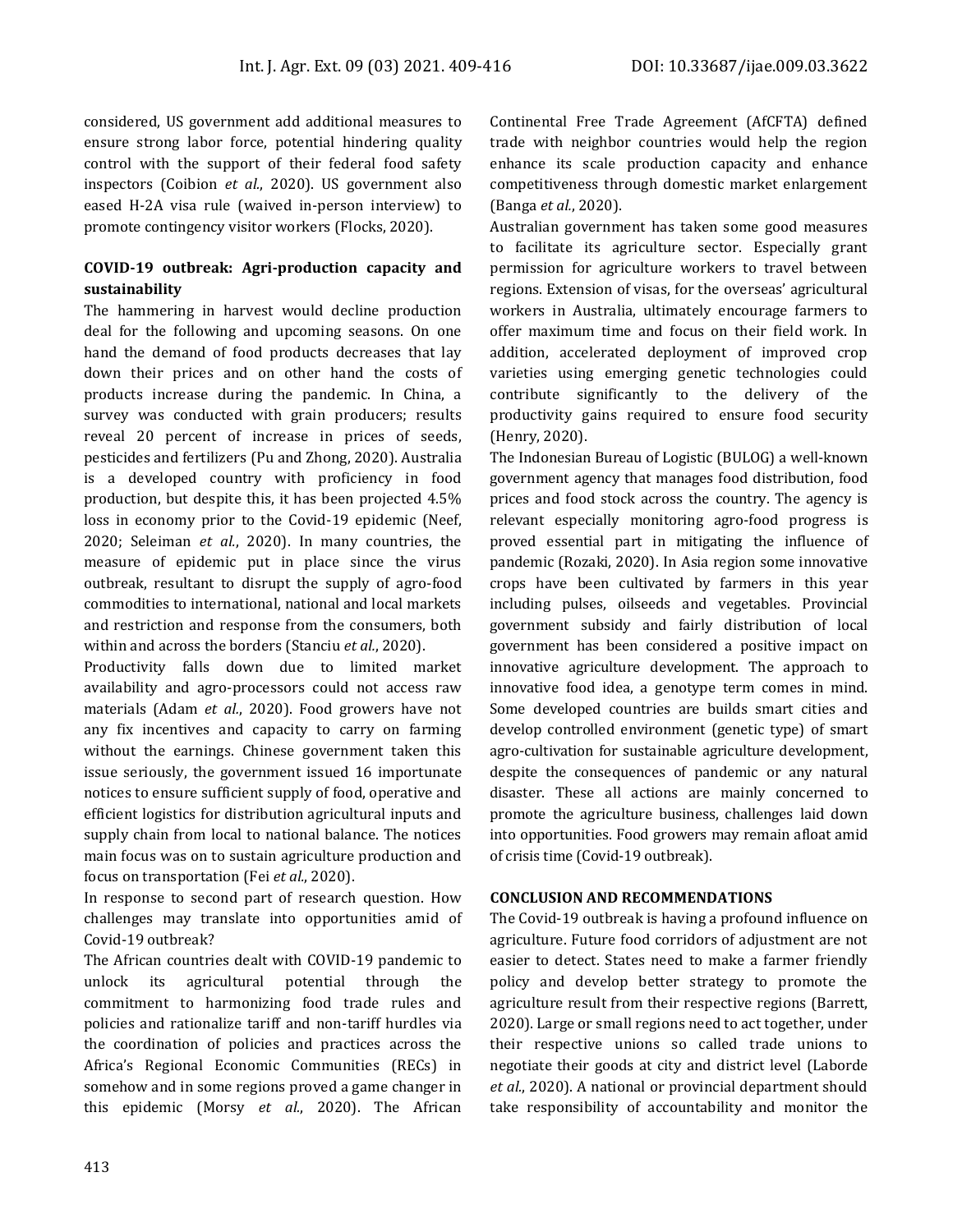considered, US government add additional measures to ensure strong labor force, potential hindering quality control with the support of their federal food safety inspectors (Coibion *et al*., 2020). US government also eased H-2A visa rule (waived in-person interview) to promote contingency visitor workers (Flocks, 2020).

### COVID-19 outbreak: Agri-production capacity and sustainability

The hammering in harvest would decline production deal for the following and upcoming seasons. On one hand the demand of food products decreases that lay down their prices and on other hand the costs of products increase during the pandemic. In China, a survey was conducted with grain producers; results reveal 20 percent of increase in prices of seeds, pesticides and fertilizers (Pu and Zhong, 2020). Australia is a developed country with proficiency in food production, but despite this, it has been projected 4.5% loss in economy prior to the Covid-19 epidemic (Neef, 2020; Seleiman *et al*., 2020). In many countries, the measure of epidemic put in place since the virus outbreak, resultant to disrupt the supply of agro-food commodities to international, national and local markets and restriction and response from the consumers, both within and across the borders (Stanciu *et al*., 2020).

Productivity falls down due to limited market availability and agro-processors could not access raw materials (Adam *et al*., 2020). Food growers have not any fix incentives and capacity to carry on farming without the earnings. Chinese government taken this issue seriously, the government issued 16 importunate notices to ensure sufficient supply of food, operative and efficient logistics for distribution agricultural inputs and supply chain from local to national balance. The notices main focus was on to sustain agriculture production and focus on transportation (Fei *et al*., 2020).

In response to second part of research question. How challenges may translate into opportunities amid of Covid-19 outbreak?

The African countries dealt with COVID-19 pandemic to unlock its agricultural potential through the commitment to harmonizing food trade rules and policies and rationalize tariff and non-tariff hurdles via the coordination of policies and practices across the Africa's Regional Economic Communities (RECs) in somehow and in some regions proved a game changer in this epidemic (Morsy *et al*., 2020). The African Continental Free Trade Agreement (AfCFTA) defined trade with neighbor countries would help the region enhance its scale production capacity and enhance competitiveness through domestic market enlargement (Banga *et al*., 2020).

Australian government has taken some good measures to facilitate its agriculture sector. Especially grant permission for agriculture workers to travel between regions. Extension of visas, for the overseas' agricultural workers in Australia, ultimately encourage farmers to offer maximum time and focus on their field work. In addition, accelerated deployment of improved crop varieties using emerging genetic technologies could contribute significantly to the delivery of the productivity gains required to ensure food security (Henry, 2020).

The Indonesian Bureau of Logistic (BULOG) a well-known government agency that manages food distribution, food prices and food stock across the country. The agency is relevant especially monitoring agro-food progress is proved essential part in mitigating the influence of pandemic (Rozaki, 2020). In Asia region some innovative crops have been cultivated by farmers in this year including pulses, oilseeds and vegetables. Provincial government subsidy and fairly distribution of local government has been considered a positive impact on innovative agriculture development. The approach to innovative food idea, a genotype term comes in mind. Some developed countries are builds smart cities and develop controlled environment (genetic type) of smart agro-cultivation for sustainable agriculture development, despite the consequences of pandemic or any natural disaster. These all actions are mainly concerned to promote the agriculture business, challenges laid down into opportunities. Food growers may remain afloat amid of crisis time (Covid-19 outbreak).

## CONCLUSION AND RECOMMENDATIONS

The Covid-19 outbreak is having a profound influence on agriculture. Future food corridors of adjustment are not easier to detect. States need to make a farmer friendly policy and develop better strategy to promote the agriculture result from their respective regions (Barrett, 2020). Large or small regions need to act together, under their respective unions so called trade unions to negotiate their goods at city and district level (Laborde *et al*., 2020). A national or provincial department should take responsibility of accountability and monitor the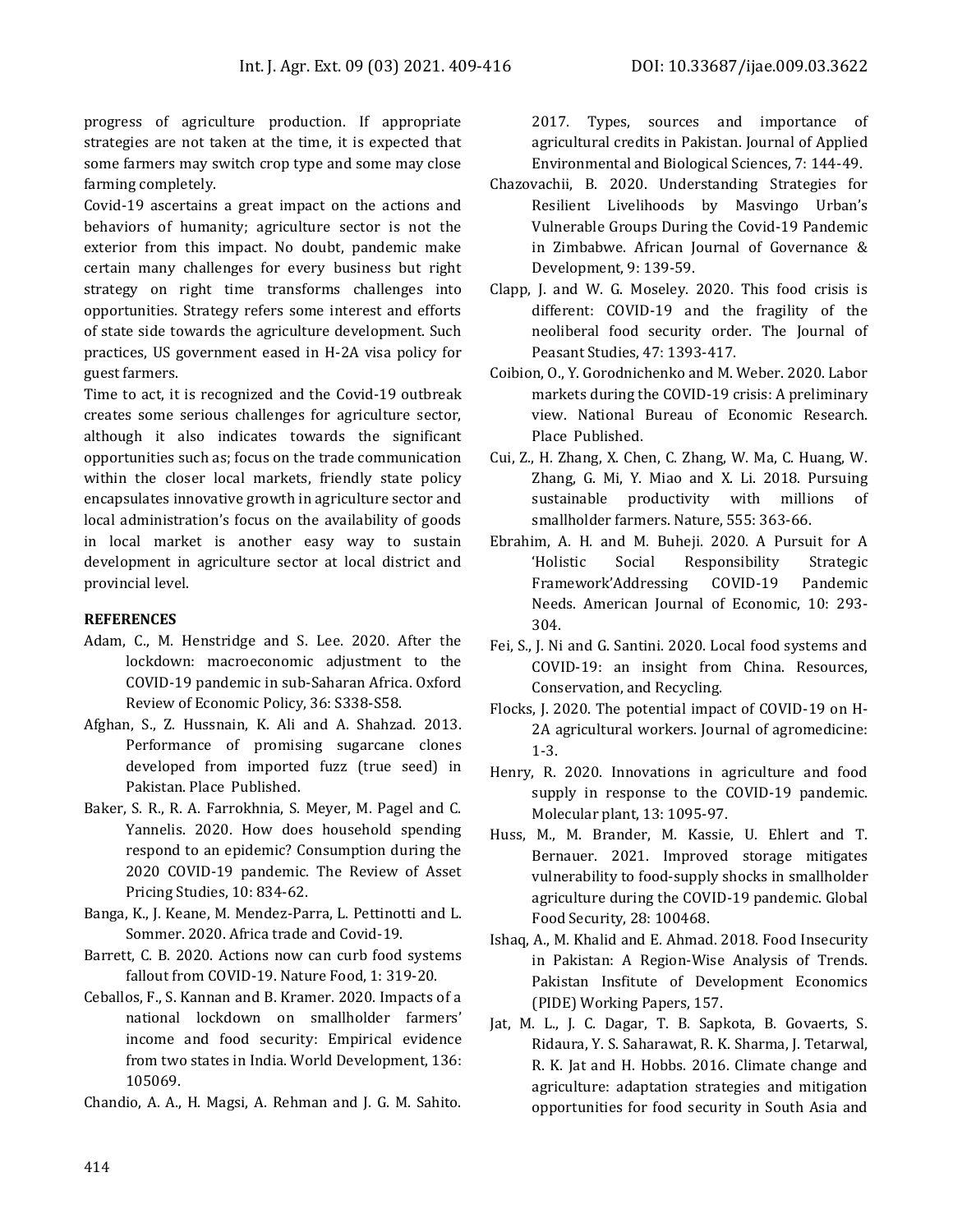progress of agriculture production. If appropriate strategies are not taken at the time, it is expected that some farmers may switch crop type and some may close farming completely.

Covid-19 ascertains a great impact on the actions and behaviors of humanity; agriculture sector is not the exterior from this impact. No doubt, pandemic make certain many challenges for every business but right strategy on right time transforms challenges into opportunities. Strategy refers some interest and efforts of state side towards the agriculture development. Such practices, US government eased in H-2A visa policy for guest farmers.

Time to act, it is recognized and the Covid-19 outbreak creates some serious challenges for agriculture sector, although it also indicates towards the significant opportunities such as; focus on the trade communication within the closer local markets, friendly state policy encapsulates innovative growth in agriculture sector and local administration's focus on the availability of goods in local market is another easy way to sustain development in agriculture sector at local district and provincial level.

## REFERENCES

Adam, C., M. Henstridge and S. Lee. 2020. After the lockdown: macroeconomic adjustment to the COVID-19 pandemic in sub-Saharan Africa. Oxford Review of Economic Policy, 36: S338-S58.

Afghan, S., Z. Hussnain, K. Ali and A. Shahzad. 2013. Performance of promising sugarcane clones developed from imported fuzz (true seed) in Pakistan. Place Published.

Baker, S. R., R. A. Farrokhnia, S. Meyer, M. Pagel and C. Yannelis. 2020. How does household spending respond to an epidemic? Consumption during the 2020 COVID-19 pandemic. The Review of Asset Pricing Studies, 10: 834-62.

Banga, K., J. Keane, M. Mendez-Parra, L. Pettinotti and L. Sommer. 2020. Africa trade and Covid-19.

Barrett, C. B. 2020. Actions now can curb food systems fallout from COVID-19. Nature Food, 1: 319-20.

Ceballos, F., S. Kannan and B. Kramer. 2020. Impacts of a national lockdown on smallholder farmers' income and food security: Empirical evidence from two states in India. World Development, 136: 105069.

Chandio, A. A., H. Magsi, A. Rehman and J. G. M. Sahito. 2017. Types, sources and importance of agricultural credits in Pakistan. Journal of Applied Environmental and Biological Sciences, 7: 144-49.

Chazovachii, B. 2020. Understanding Strategies for Resilient Livelihoods by Masvingo Urban's Vulnerable Groups During the Covid-19 Pandemic in Zimbabwe. African Journal of Governance & Development, 9: 139-59.

Clapp, J. and W. G. Moseley. 2020. This food crisis is different: COVID-19 and the fragility of the neoliberal food security order. The Journal of Peasant Studies, 47: 1393-417.

Coibion, O., Y. Gorodnichenko and M. Weber. 2020. Labor markets during the COVID-19 crisis: A preliminary view. National Bureau of Economic Research. Place Published.

Cui, Z., H. Zhang, X. Chen, C. Zhang, W. Ma, C. Huang, W. Zhang, G. Mi, Y. Miao and X. Li. 2018. Pursuing sustainable productivity with millions of smallholder farmers. Nature, 555: 363-66.

Ebrahim, A. H. and M. Buheji. 2020. A Pursuit for A 'Holistic Social Responsibility Strategic Framework'Addressing COVID-19 Pandemic Needs. American Journal of Economic, 10: 293-304.

Fei, S., J. Ni and G. Santini. 2020. Local food systems and COVID-19: an insight from China. Resources, Conservation, and Recycling.

Flocks, J. 2020. The potential impact of COVID-19 on H-2A agricultural workers. Journal of agromedicine: 1-3.

Henry, R. 2020. Innovations in agriculture and food supply in response to the COVID-19 pandemic. Molecular plant, 13: 1095-97.

Huss, M., M. Brander, M. Kassie, U. Ehlert and T. Bernauer. 2021. Improved storage mitigates vulnerability to food-supply shocks in smallholder agriculture during the COVID-19 pandemic. Global Food Security, 28: 100468.

Ishaq, A., M. Khalid and E. Ahmad. 2018. Food Insecurity in Pakistan: A Region-Wise Analysis of Trends. Pakistan Insfitute of Development Economics (PIDE) Working Papers, 157.

Jat, M. L., J. C. Dagar, T. B. Sapkota, B. Govaerts, S. Ridaura, Y. S. Saharawat, R. K. Sharma, J. Tetarwal, R. K. Jat and H. Hobbs. 2016. Climate change and agriculture: adaptation strategies and mitigation opportunities for food security in South Asia and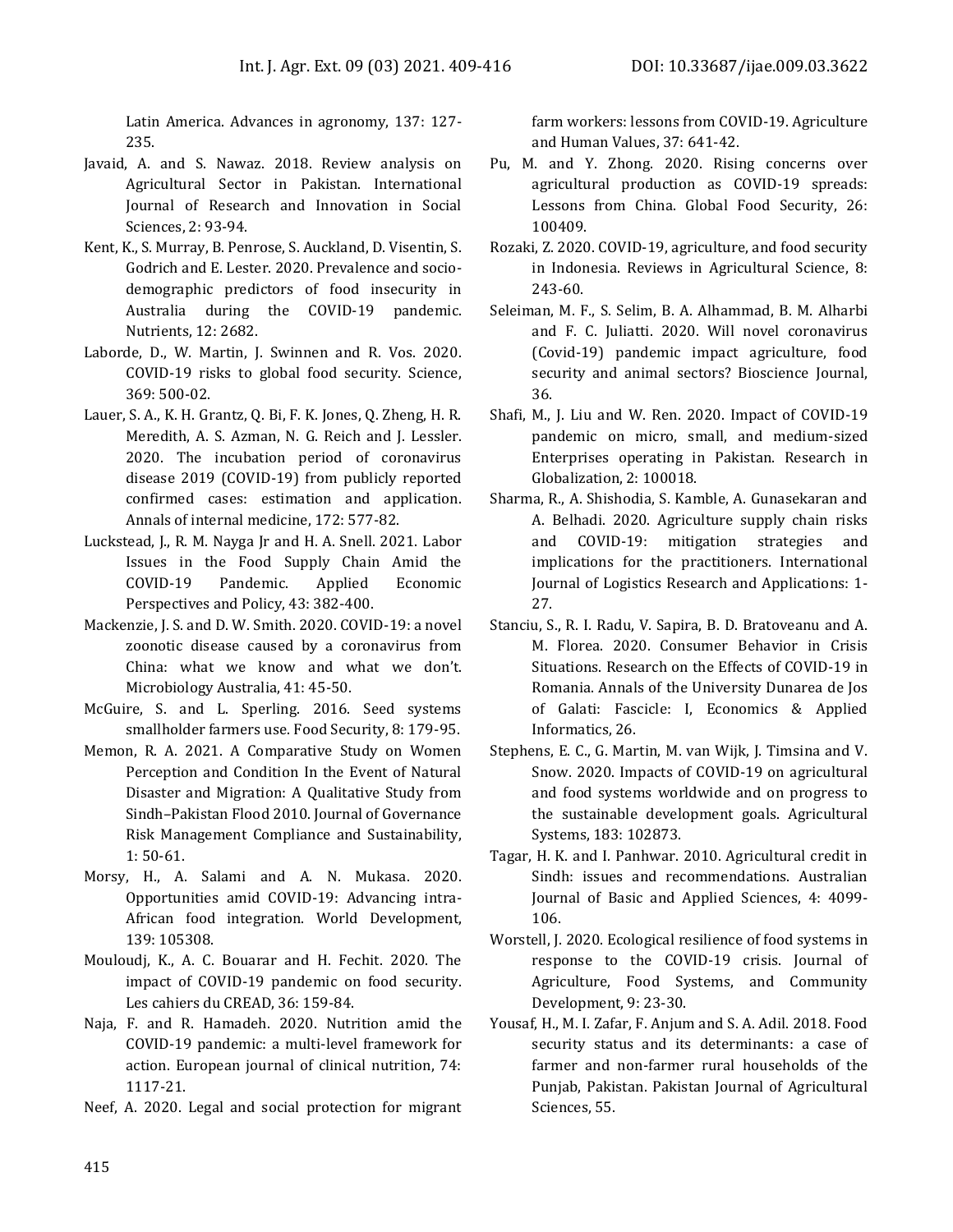Latin America. Advances in agronomy, 137: 127-235.

Javaid, A. and S. Nawaz. 2018. Review analysis on Agricultural Sector in Pakistan. International Journal of Research and Innovation in Social Sciences, 2: 93-94.

Kent, K., S. Murray, B. Penrose, S. Auckland, D. Visentin, S. Godrich and E. Lester. 2020. Prevalence and socio-demographic predictors of food insecurity in Australia during the COVID-19 pandemic. Nutrients, 12: 2682.

Laborde, D., W. Martin, J. Swinnen and R. Vos. 2020. COVID-19 risks to global food security. Science, 369: 500-02.

Lauer, S. A., K. H. Grantz, Q. Bi, F. K. Jones, Q. Zheng, H. R. Meredith, A. S. Azman, N. G. Reich and J. Lessler. 2020. The incubation period of coronavirus disease 2019 (COVID-19) from publicly reported confirmed cases: estimation and application. Annals of internal medicine, 172: 577-82.

Luckstead, J., R. M. Nayga Jr and H. A. Snell. 2021. Labor Issues in the Food Supply Chain Amid the COVID-19 Pandemic. Applied Economic Perspectives and Policy, 43: 382-400.

Mackenzie, J. S. and D. W. Smith. 2020. COVID-19: a novel zoonotic disease caused by a coronavirus from China: what we know and what we don't. Microbiology Australia, 41: 45-50.

McGuire, S. and L. Sperling. 2016. Seed systems smallholder farmers use. Food Security, 8: 179-95.

Memon, R. A. 2021. A Comparative Study on Women Perception and Condition In the Event of Natural Disaster and Migration: A Qualitative Study from Sindh–Pakistan Flood 2010. Journal of Governance Risk Management Compliance and Sustainability, 1: 50-61.

Morsy, H., A. Salami and A. N. Mukasa. 2020. Opportunities amid COVID-19: Advancing intra-African food integration. World Development, 139: 105308.

Mouloudj, K., A. C. Bouarar and H. Fechit. 2020. The impact of COVID-19 pandemic on food security. Les cahiers du CREAD, 36: 159-84.

Naja, F. and R. Hamadeh. 2020. Nutrition amid the COVID-19 pandemic: a multi-level framework for action. European journal of clinical nutrition, 74: 1117-21.

Neef, A. 2020. Legal and social protection for migrant farm workers: lessons from COVID-19. Agriculture and Human Values, 37: 641-42.

Pu, M. and Y. Zhong. 2020. Rising concerns over agricultural production as COVID-19 spreads: Lessons from China. Global Food Security, 26: 100409.

Rozaki, Z. 2020. COVID-19, agriculture, and food security in Indonesia. Reviews in Agricultural Science, 8: 243-60.

Seleiman, M. F., S. Selim, B. A. Alhammad, B. M. Alharbi and F. C. Juliatti. 2020. Will novel coronavirus (Covid-19) pandemic impact agriculture, food security and animal sectors? Bioscience Journal, 36.

Shafi, M., J. Liu and W. Ren. 2020. Impact of COVID-19 pandemic on micro, small, and medium-sized Enterprises operating in Pakistan. Research in Globalization, 2: 100018.

Sharma, R., A. Shishodia, S. Kamble, A. Gunasekaran and A. Belhadi. 2020. Agriculture supply chain risks and COVID-19: mitigation strategies and implications for the practitioners. International Journal of Logistics Research and Applications: 1-27.

Stanciu, S., R. I. Radu, V. Sapira, B. D. Bratoveanu and A. M. Florea. 2020. Consumer Behavior in Crisis Situations. Research on the Effects of COVID-19 in Romania. Annals of the University Dunarea de Jos of Galati: Fascicle: I, Economics & Applied Informatics, 26.

Stephens, E. C., G. Martin, M. van Wijk, J. Timsina and V. Snow. 2020. Impacts of COVID-19 on agricultural and food systems worldwide and on progress to the sustainable development goals. Agricultural Systems, 183: 102873.

Tagar, H. K. and I. Panhwar. 2010. Agricultural credit in Sindh: issues and recommendations. Australian Journal of Basic and Applied Sciences, 4: 4099-106.

Worstell, J. 2020. Ecological resilience of food systems in response to the COVID-19 crisis. Journal of Agriculture, Food Systems, and Community Development, 9: 23-30.

Yousaf, H., M. I. Zafar, F. Anjum and S. A. Adil. 2018. Food security status and its determinants: a case of farmer and non-farmer rural households of the Punjab, Pakistan. Pakistan Journal of Agricultural Sciences, 55.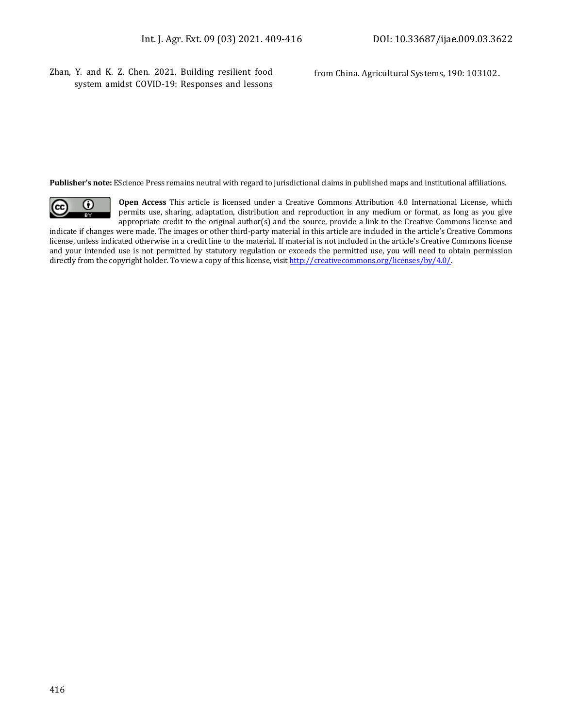Zhan, Y. and K. Z. Chen. 2021. Building resilient food system amidst COVID-19: Responses and lessons from China. Agricultural Systems, 190: 103102.

**Publisher's note:** EScience Press remains neutral with regard to jurisdictional claims in published maps and institutional affiliations.

**Open Access** This article is licensed under a Creative Commons Attribution 4.0 International License, which permits use, sharing, adaptation, distribution and reproduction in any medium or format, as long as you give appropriate credit to the original author(s) and the source, provide a link to the Creative Commons license and indicate if changes were made. The images or other third-party material in this article are included in the article's Creative Commons license, unless indicated otherwise in a credit line to the material. If material is not included in the article's Creative Commons license and your intended use is not permitted by statutory regulation or exceeds the permitted use, you will need to obtain permission directly from the copyright holder. To view a copy of this license, visit http://creativecommons.org/licenses/by/4.0/.